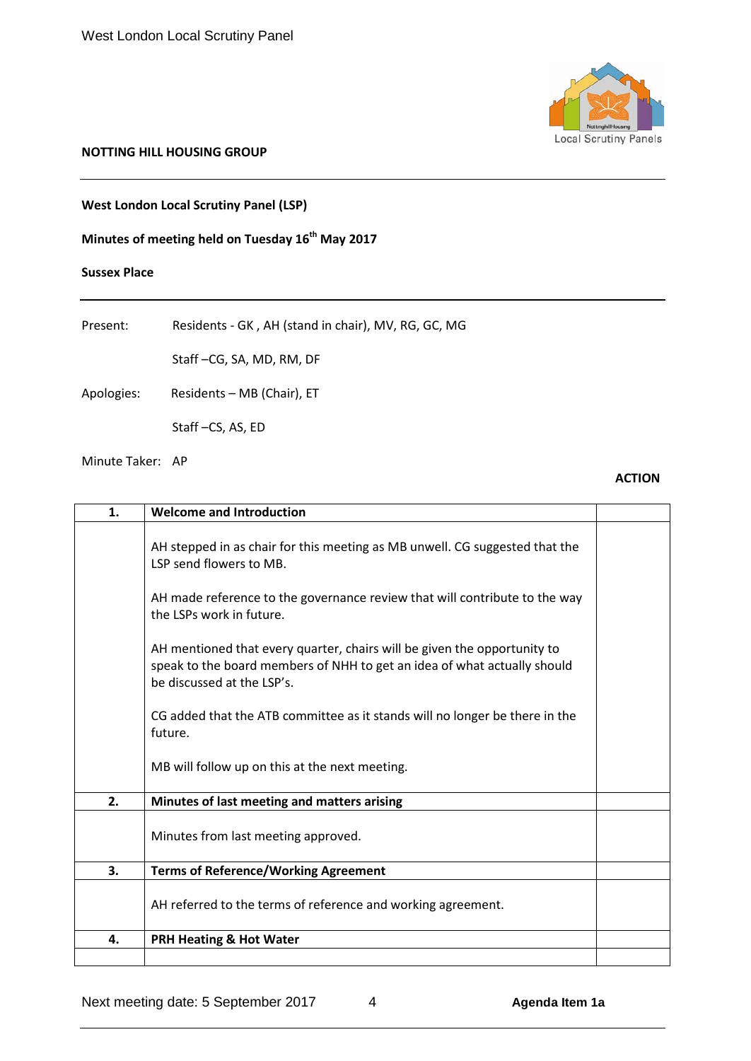**NOTTING HILL HOUSING GROUP**

**West London Local Scrutiny Panel (LSP)**

**Minutes of meeting held on Tuesday 16th May 2017**

**Sussex Place**

Present: Residents - GK , AH (stand in chair), MV, RG, GC, MG

Staff –CG, SA, MD, RM, DF

Apologies: Residents – MB (Chair), ET

Staff –CS, AS, ED

Minute Taker: AP

| | | **ACTION** |
|---|---|---|
| **1.** | **Welcome and Introduction** | |
| | AH stepped in as chair for this meeting as MB unwell. CG suggested that the LSP send flowers to MB.<br><br>AH made reference to the governance review that will contribute to the way the LSPs work in future.<br><br>AH mentioned that every quarter, chairs will be given the opportunity to speak to the board members of NHH to get an idea of what actually should be discussed at the LSP's.<br><br>CG added that the ATB committee as it stands will no longer be there in the future.<br><br>MB will follow up on this at the next meeting. | |
| **2.** | **Minutes of last meeting and matters arising** | |
| | Minutes from last meeting approved. | |
| **3.** | **Terms of Reference/Working Agreement** | |
| | AH referred to the terms of reference and working agreement. | |
| **4.** | **PRH Heating & Hot Water** | |
| | | |

Next meeting date: 5 September 2017

**Agenda Item 1a**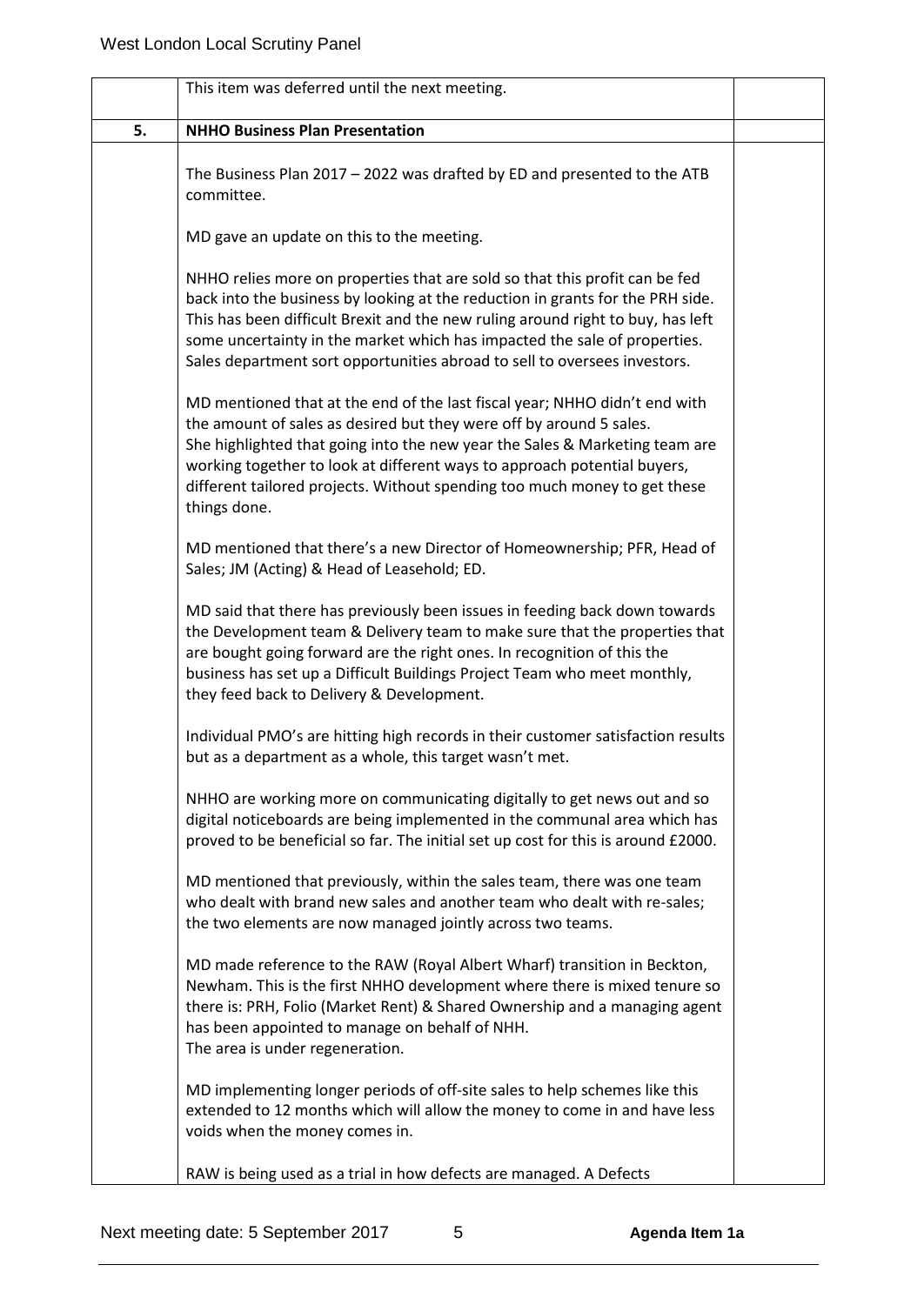| | | |
|---|---|---|
| | This item was deferred until the next meeting. | |
| **5.** | **NHHO Business Plan Presentation** | |
| | The Business Plan 2017 – 2022 was drafted by ED and presented to the ATB committee.<br><br>MD gave an update on this to the meeting.<br><br>NHHO relies more on properties that are sold so that this profit can be fed back into the business by looking at the reduction in grants for the PRH side. This has been difficult Brexit and the new ruling around right to buy, has left some uncertainty in the market which has impacted the sale of properties. Sales department sort opportunities abroad to sell to oversees investors.<br><br>MD mentioned that at the end of the last fiscal year; NHHO didn't end with the amount of sales as desired but they were off by around 5 sales.<br>She highlighted that going into the new year the Sales & Marketing team are working together to look at different ways to approach potential buyers, different tailored projects. Without spending too much money to get these things done.<br><br>MD mentioned that there's a new Director of Homeownership; PFR, Head of Sales; JM (Acting) & Head of Leasehold; ED.<br><br>MD said that there has previously been issues in feeding back down towards the Development team & Delivery team to make sure that the properties that are bought going forward are the right ones. In recognition of this the business has set up a Difficult Buildings Project Team who meet monthly, they feed back to Delivery & Development.<br><br>Individual PMO's are hitting high records in their customer satisfaction results but as a department as a whole, this target wasn't met.<br><br>NHHO are working more on communicating digitally to get news out and so digital noticeboards are being implemented in the communal area which has proved to be beneficial so far. The initial set up cost for this is around £2000.<br><br>MD mentioned that previously, within the sales team, there was one team who dealt with brand new sales and another team who dealt with re-sales; the two elements are now managed jointly across two teams.<br><br>MD made reference to the RAW (Royal Albert Wharf) transition in Beckton, Newham. This is the first NHHO development where there is mixed tenure so there is: PRH, Folio (Market Rent) & Shared Ownership and a managing agent has been appointed to manage on behalf of NHH.<br>The area is under regeneration.<br><br>MD implementing longer periods of off-site sales to help schemes like this extended to 12 months which will allow the money to come in and have less voids when the money comes in.<br><br>RAW is being used as a trial in how defects are managed. A Defects | |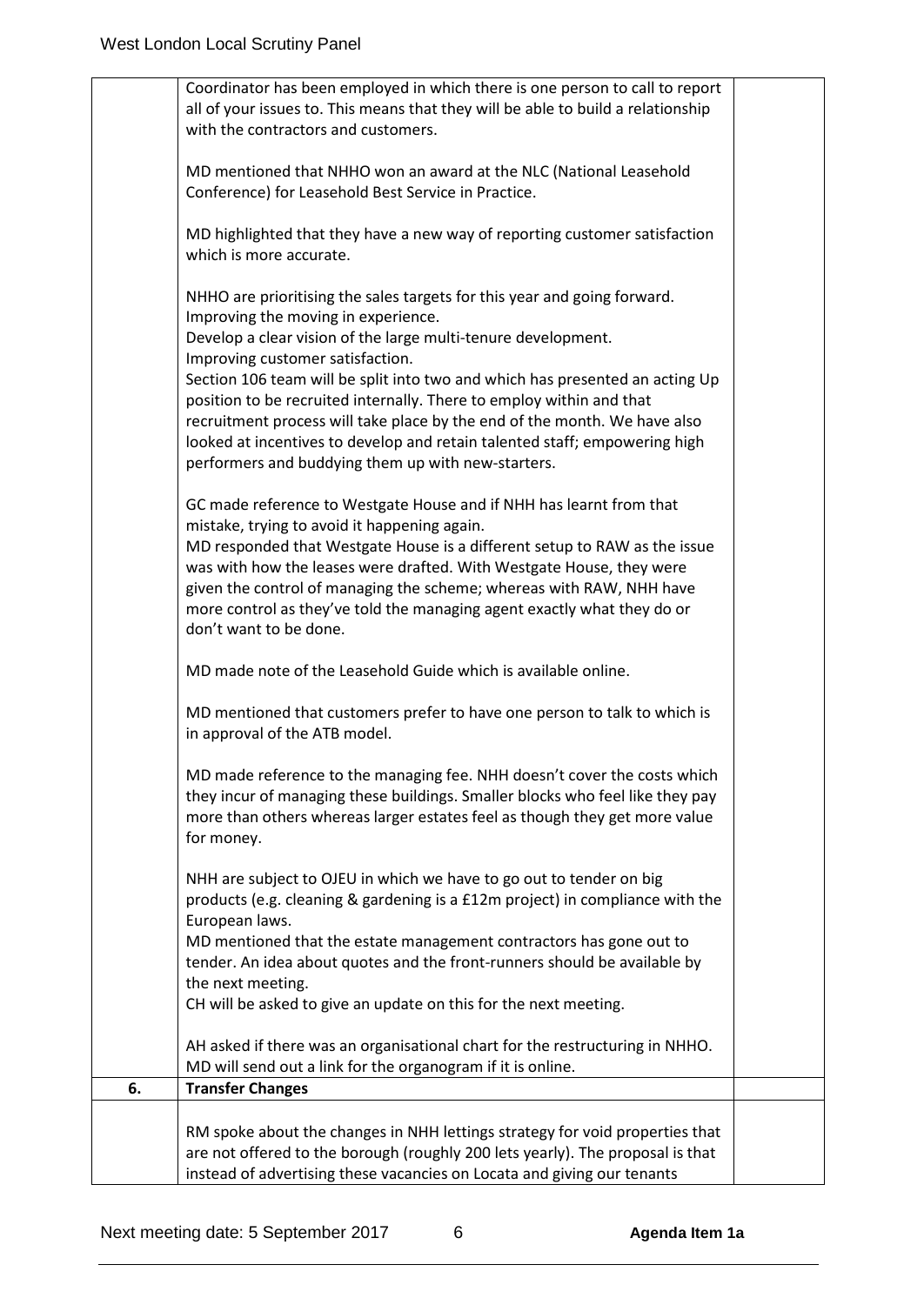| | | |
|---|---|---|
| | Coordinator has been employed in which there is one person to call to report all of your issues to. This means that they will be able to build a relationship with the contractors and customers.<br><br>MD mentioned that NHHO won an award at the NLC (National Leasehold Conference) for Leasehold Best Service in Practice.<br><br>MD highlighted that they have a new way of reporting customer satisfaction which is more accurate.<br><br>NHHO are prioritising the sales targets for this year and going forward.<br>Improving the moving in experience.<br>Develop a clear vision of the large multi-tenure development.<br>Improving customer satisfaction.<br>Section 106 team will be split into two and which has presented an acting Up position to be recruited internally. There to employ within and that recruitment process will take place by the end of the month. We have also looked at incentives to develop and retain talented staff; empowering high performers and buddying them up with new-starters.<br><br>GC made reference to Westgate House and if NHH has learnt from that mistake, trying to avoid it happening again.<br>MD responded that Westgate House is a different setup to RAW as the issue was with how the leases were drafted. With Westgate House, they were given the control of managing the scheme; whereas with RAW, NHH have more control as they've told the managing agent exactly what they do or don't want to be done.<br><br>MD made note of the Leasehold Guide which is available online.<br><br>MD mentioned that customers prefer to have one person to talk to which is in approval of the ATB model.<br><br>MD made reference to the managing fee. NHH doesn't cover the costs which they incur of managing these buildings. Smaller blocks who feel like they pay more than others whereas larger estates feel as though they get more value for money.<br><br>NHH are subject to OJEU in which we have to go out to tender on big products (e.g. cleaning & gardening is a £12m project) in compliance with the European laws.<br>MD mentioned that the estate management contractors has gone out to tender. An idea about quotes and the front-runners should be available by the next meeting.<br>CH will be asked to give an update on this for the next meeting.<br><br>AH asked if there was an organisational chart for the restructuring in NHHO.<br>MD will send out a link for the organogram if it is online. | |
| **6.** | **Transfer Changes** | |
| | RM spoke about the changes in NHH lettings strategy for void properties that are not offered to the borough (roughly 200 lets yearly). The proposal is that instead of advertising these vacancies on Locata and giving our tenants | |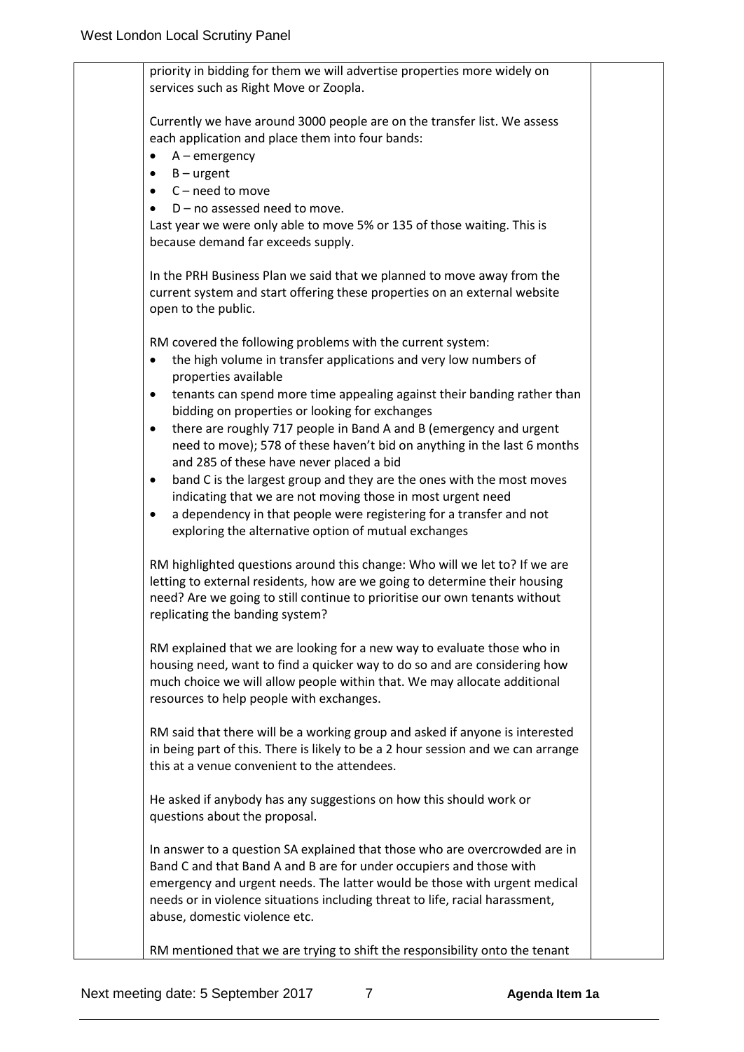priority in bidding for them we will advertise properties more widely on services such as Right Move or Zoopla.

Currently we have around 3000 people are on the transfer list. We assess each application and place them into four bands:

- A – emergency
- B – urgent
- C – need to move
- D – no assessed need to move.

Last year we were only able to move 5% or 135 of those waiting. This is because demand far exceeds supply.

In the PRH Business Plan we said that we planned to move away from the current system and start offering these properties on an external website open to the public.

RM covered the following problems with the current system:

- the high volume in transfer applications and very low numbers of properties available
- tenants can spend more time appealing against their banding rather than bidding on properties or looking for exchanges
- there are roughly 717 people in Band A and B (emergency and urgent need to move); 578 of these haven't bid on anything in the last 6 months and 285 of these have never placed a bid
- band C is the largest group and they are the ones with the most moves indicating that we are not moving those in most urgent need
- a dependency in that people were registering for a transfer and not exploring the alternative option of mutual exchanges

RM highlighted questions around this change: Who will we let to? If we are letting to external residents, how are we going to determine their housing need? Are we going to still continue to prioritise our own tenants without replicating the banding system?

RM explained that we are looking for a new way to evaluate those who in housing need, want to find a quicker way to do so and are considering how much choice we will allow people within that. We may allocate additional resources to help people with exchanges.

RM said that there will be a working group and asked if anyone is interested in being part of this. There is likely to be a 2 hour session and we can arrange this at a venue convenient to the attendees.

He asked if anybody has any suggestions on how this should work or questions about the proposal.

In answer to a question SA explained that those who are overcrowded are in Band C and that Band A and B are for under occupiers and those with emergency and urgent needs. The latter would be those with urgent medical needs or in violence situations including threat to life, racial harassment, abuse, domestic violence etc.

RM mentioned that we are trying to shift the responsibility onto the tenant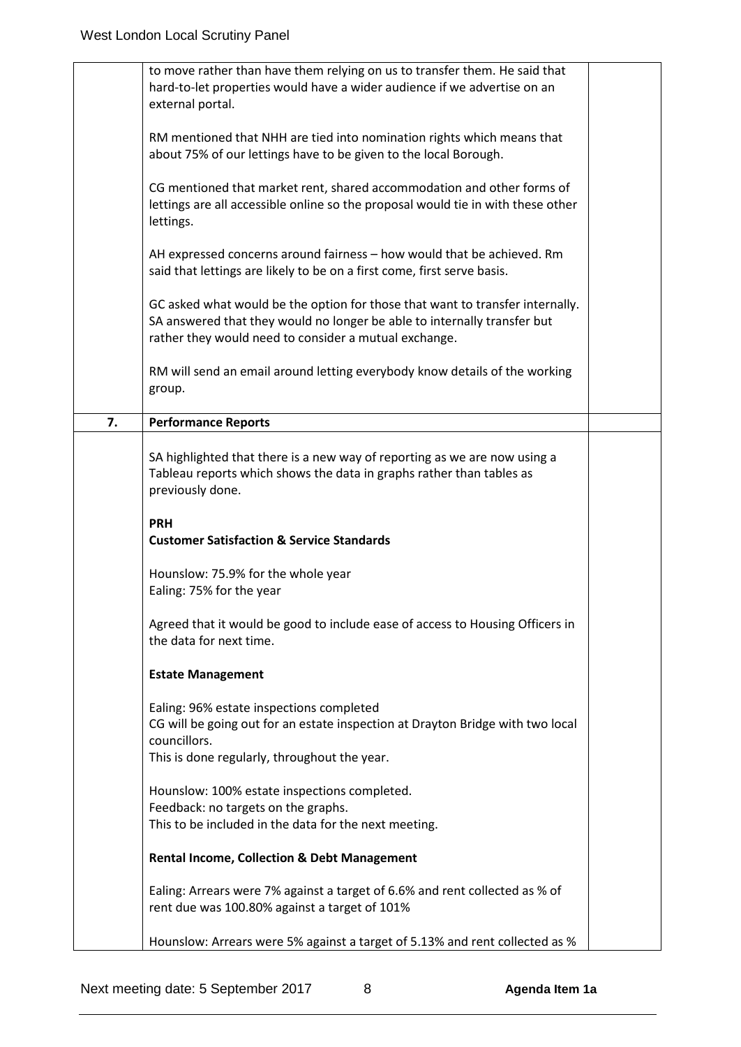| | | |
|---|---|---|
| | to move rather than have them relying on us to transfer them. He said that hard-to-let properties would have a wider audience if we advertise on an external portal.<br><br>RM mentioned that NHH are tied into nomination rights which means that about 75% of our lettings have to be given to the local Borough.<br><br>CG mentioned that market rent, shared accommodation and other forms of lettings are all accessible online so the proposal would tie in with these other lettings.<br><br>AH expressed concerns around fairness – how would that be achieved. Rm said that lettings are likely to be on a first come, first serve basis.<br><br>GC asked what would be the option for those that want to transfer internally. SA answered that they would no longer be able to internally transfer but rather they would need to consider a mutual exchange.<br><br>RM will send an email around letting everybody know details of the working group. | |
| **7.** | **Performance Reports** | |
| | SA highlighted that there is a new way of reporting as we are now using a Tableau reports which shows the data in graphs rather than tables as previously done.<br><br>**PRH**<br>**Customer Satisfaction & Service Standards**<br><br>Hounslow: 75.9% for the whole year<br>Ealing: 75% for the year<br><br>Agreed that it would be good to include ease of access to Housing Officers in the data for next time.<br><br>**Estate Management**<br><br>Ealing: 96% estate inspections completed<br>CG will be going out for an estate inspection at Drayton Bridge with two local councillors.<br>This is done regularly, throughout the year.<br><br>Hounslow: 100% estate inspections completed.<br>Feedback: no targets on the graphs.<br>This to be included in the data for the next meeting.<br><br>**Rental Income, Collection & Debt Management**<br><br>Ealing: Arrears were 7% against a target of 6.6% and rent collected as % of rent due was 100.80% against a target of 101%<br><br>Hounslow: Arrears were 5% against a target of 5.13% and rent collected as % | |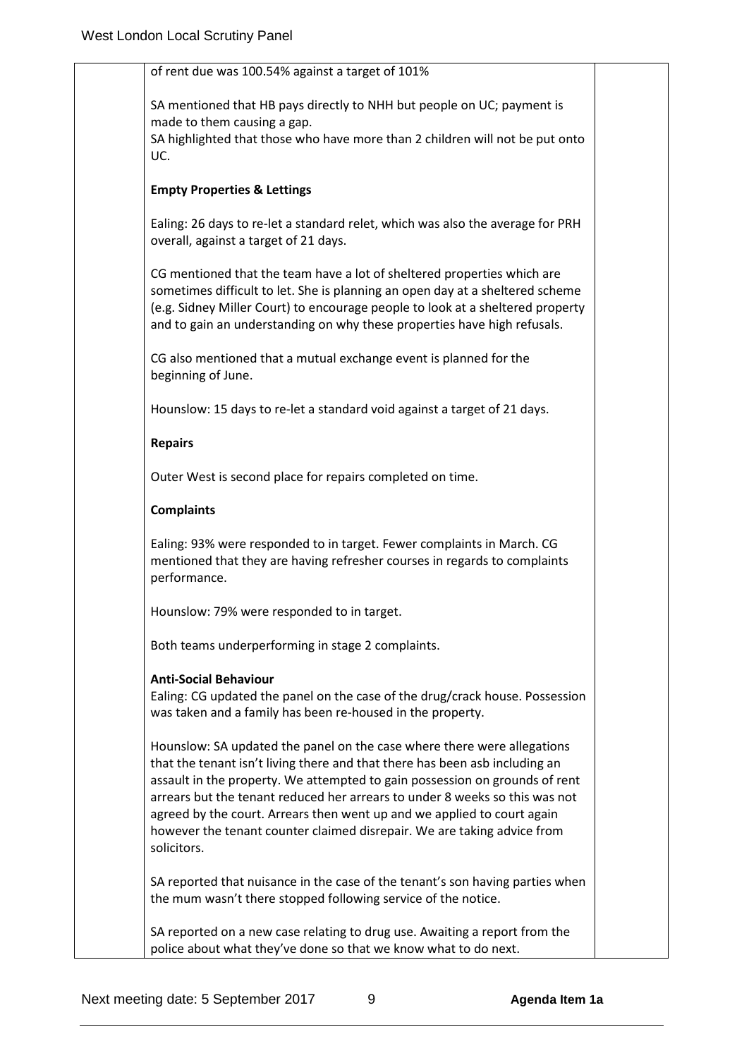of rent due was 100.54% against a target of 101%

SA mentioned that HB pays directly to NHH but people on UC; payment is made to them causing a gap.
SA highlighted that those who have more than 2 children will not be put onto UC.

**Empty Properties & Lettings**

Ealing: 26 days to re-let a standard relet, which was also the average for PRH overall, against a target of 21 days.

CG mentioned that the team have a lot of sheltered properties which are sometimes difficult to let. She is planning an open day at a sheltered scheme (e.g. Sidney Miller Court) to encourage people to look at a sheltered property and to gain an understanding on why these properties have high refusals.

CG also mentioned that a mutual exchange event is planned for the beginning of June.

Hounslow: 15 days to re-let a standard void against a target of 21 days.

**Repairs**

Outer West is second place for repairs completed on time.

**Complaints**

Ealing: 93% were responded to in target. Fewer complaints in March. CG mentioned that they are having refresher courses in regards to complaints performance.

Hounslow: 79% were responded to in target.

Both teams underperforming in stage 2 complaints.

**Anti-Social Behaviour**

Ealing: CG updated the panel on the case of the drug/crack house. Possession was taken and a family has been re-housed in the property.

Hounslow: SA updated the panel on the case where there were allegations that the tenant isn't living there and that there has been asb including an assault in the property. We attempted to gain possession on grounds of rent arrears but the tenant reduced her arrears to under 8 weeks so this was not agreed by the court. Arrears then went up and we applied to court again however the tenant counter claimed disrepair. We are taking advice from solicitors.

SA reported that nuisance in the case of the tenant's son having parties when the mum wasn't there stopped following service of the notice.

SA reported on a new case relating to drug use. Awaiting a report from the police about what they've done so that we know what to do next.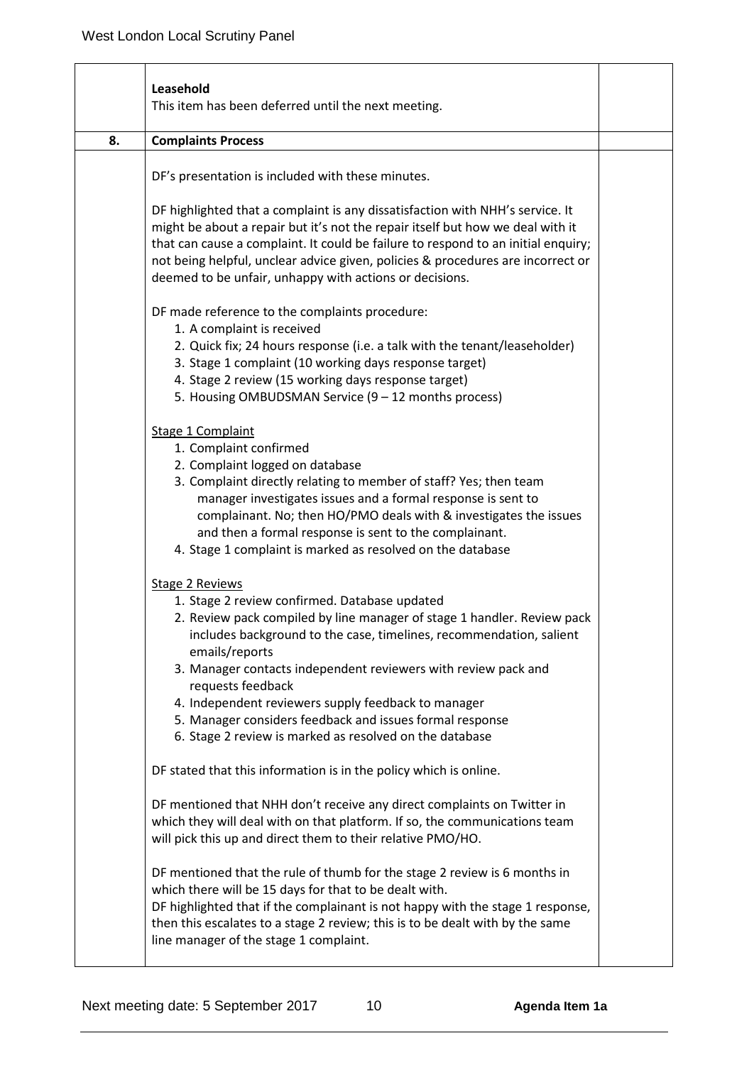| | | |
|---|---|---|
| | **Leasehold**<br>This item has been deferred until the next meeting. | |
| **8.** | **Complaints Process** | |
| | DF's presentation is included with these minutes.<br><br>DF highlighted that a complaint is any dissatisfaction with NHH's service. It might be about a repair but it's not the repair itself but how we deal with it that can cause a complaint. It could be failure to respond to an initial enquiry; not being helpful, unclear advice given, policies & procedures are incorrect or deemed to be unfair, unhappy with actions or decisions.<br><br>DF made reference to the complaints procedure:<br>1. A complaint is received<br>2. Quick fix; 24 hours response (i.e. a talk with the tenant/leaseholder)<br>3. Stage 1 complaint (10 working days response target)<br>4. Stage 2 review (15 working days response target)<br>5. Housing OMBUDSMAN Service (9 – 12 months process)<br><br><u>Stage 1 Complaint</u><br>1. Complaint confirmed<br>2. Complaint logged on database<br>3. Complaint directly relating to member of staff? Yes; then team manager investigates issues and a formal response is sent to complainant. No; then HO/PMO deals with & investigates the issues and then a formal response is sent to the complainant.<br>4. Stage 1 complaint is marked as resolved on the database<br><br><u>Stage 2 Reviews</u><br>1. Stage 2 review confirmed. Database updated<br>2. Review pack compiled by line manager of stage 1 handler. Review pack includes background to the case, timelines, recommendation, salient emails/reports<br>3. Manager contacts independent reviewers with review pack and requests feedback<br>4. Independent reviewers supply feedback to manager<br>5. Manager considers feedback and issues formal response<br>6. Stage 2 review is marked as resolved on the database<br><br>DF stated that this information is in the policy which is online.<br><br>DF mentioned that NHH don't receive any direct complaints on Twitter in which they will deal with on that platform. If so, the communications team will pick this up and direct them to their relative PMO/HO.<br><br>DF mentioned that the rule of thumb for the stage 2 review is 6 months in which there will be 15 days for that to be dealt with.<br>DF highlighted that if the complainant is not happy with the stage 1 response, then this escalates to a stage 2 review; this is to be dealt with by the same line manager of the stage 1 complaint. | |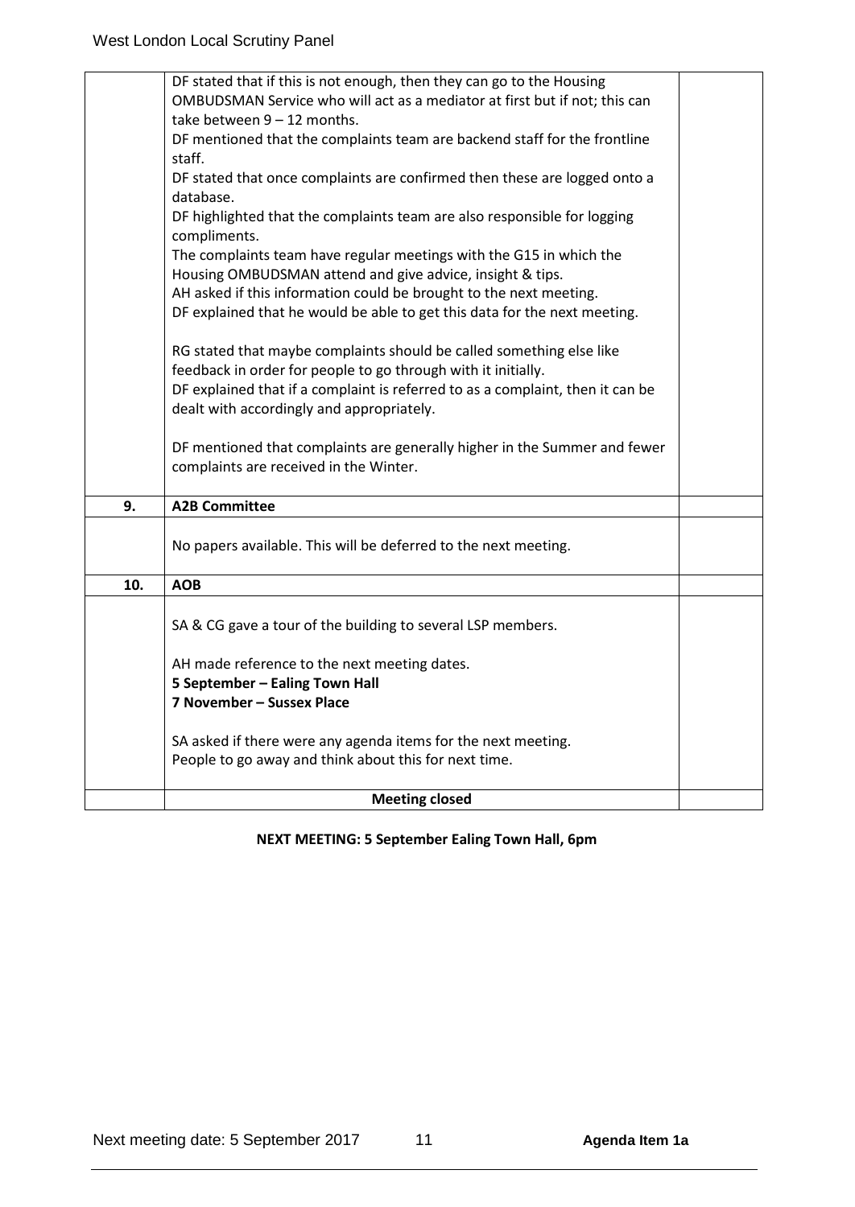| | | |
|---|---|---|
| | DF stated that if this is not enough, then they can go to the Housing OMBUDSMAN Service who will act as a mediator at first but if not; this can take between 9 – 12 months.<br>DF mentioned that the complaints team are backend staff for the frontline staff.<br>DF stated that once complaints are confirmed then these are logged onto a database.<br>DF highlighted that the complaints team are also responsible for logging compliments.<br>The complaints team have regular meetings with the G15 in which the Housing OMBUDSMAN attend and give advice, insight & tips.<br>AH asked if this information could be brought to the next meeting.<br>DF explained that he would be able to get this data for the next meeting.<br><br>RG stated that maybe complaints should be called something else like feedback in order for people to go through with it initially.<br>DF explained that if a complaint is referred to as a complaint, then it can be dealt with accordingly and appropriately.<br><br>DF mentioned that complaints are generally higher in the Summer and fewer complaints are received in the Winter. | |
| **9.** | **A2B Committee** | |
| | No papers available. This will be deferred to the next meeting. | |
| **10.** | **AOB** | |
| | SA & CG gave a tour of the building to several LSP members.<br><br>AH made reference to the next meeting dates.<br>**5 September – Ealing Town Hall**<br>**7 November – Sussex Place**<br><br>SA asked if there were any agenda items for the next meeting.<br>People to go away and think about this for next time. | |
| | **Meeting closed** | |

**NEXT MEETING: 5 September Ealing Town Hall, 6pm**